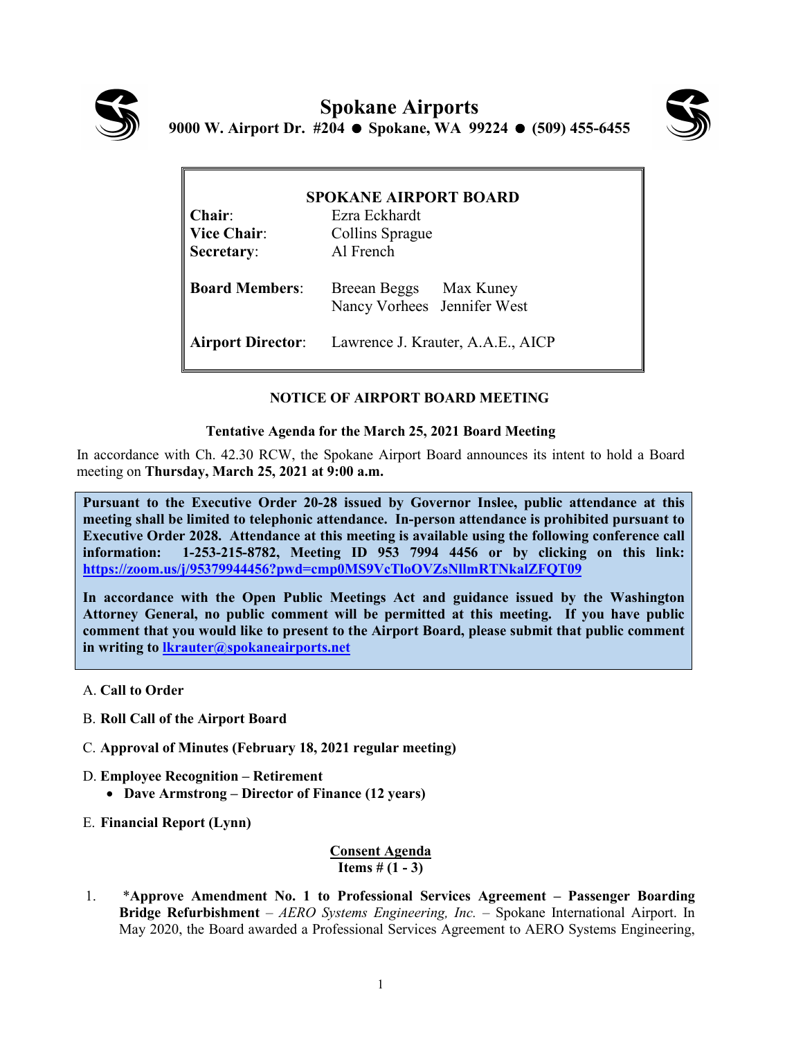# Spokane Airports

**9000 W. Airport Dr. #204 ● Spokane, WA 99224 ● (509) 455-6455**

**SPOKANE AIRPORT BOARD**

| | |
|---|---|
| **Chair**: | Ezra Eckhardt |
| **Vice Chair**: | Collins Sprague |
| **Secretary**: | Al French |
| **Board Members**: | Breean Beggs, Max Kuney, Nancy Vorhees, Jennifer West |
| **Airport Director**: | Lawrence J. Krauter, A.A.E., AICP |

**NOTICE OF AIRPORT BOARD MEETING**

**Tentative Agenda for the March 25, 2021 Board Meeting**

In accordance with Ch. 42.30 RCW, the Spokane Airport Board announces its intent to hold a Board meeting on **Thursday, March 25, 2021 at 9:00 a.m.**

**Pursuant to the Executive Order 20-28 issued by Governor Inslee, public attendance at this meeting shall be limited to telephonic attendance. In-person attendance is prohibited pursuant to Executive Order 2028. Attendance at this meeting is available using the following conference call information: 1-253-215-8782, Meeting ID 953 7994 4456 or by clicking on this link: https://zoom.us/j/95379944456?pwd=cmp0MS9VcTloOVZsNllmRTNkalZFQT09**

**In accordance with the Open Public Meetings Act and guidance issued by the Washington Attorney General, no public comment will be permitted at this meeting. If you have public comment that you would like to present to the Airport Board, please submit that public comment in writing to lkrauter@spokaneairports.net**

A. **Call to Order**

B. **Roll Call of the Airport Board**

C. **Approval of Minutes (February 18, 2021 regular meeting)**

D. **Employee Recognition – Retirement**
   - **Dave Armstrong – Director of Finance (12 years)**

E. **Financial Report (Lynn)**

**Consent Agenda**
**Items # (1 - 3)**

1. **\*Approve Amendment No. 1 to Professional Services Agreement – Passenger Boarding Bridge Refurbishment** – *AERO Systems Engineering, Inc.* – Spokane International Airport. In May 2020, the Board awarded a Professional Services Agreement to AERO Systems Engineering,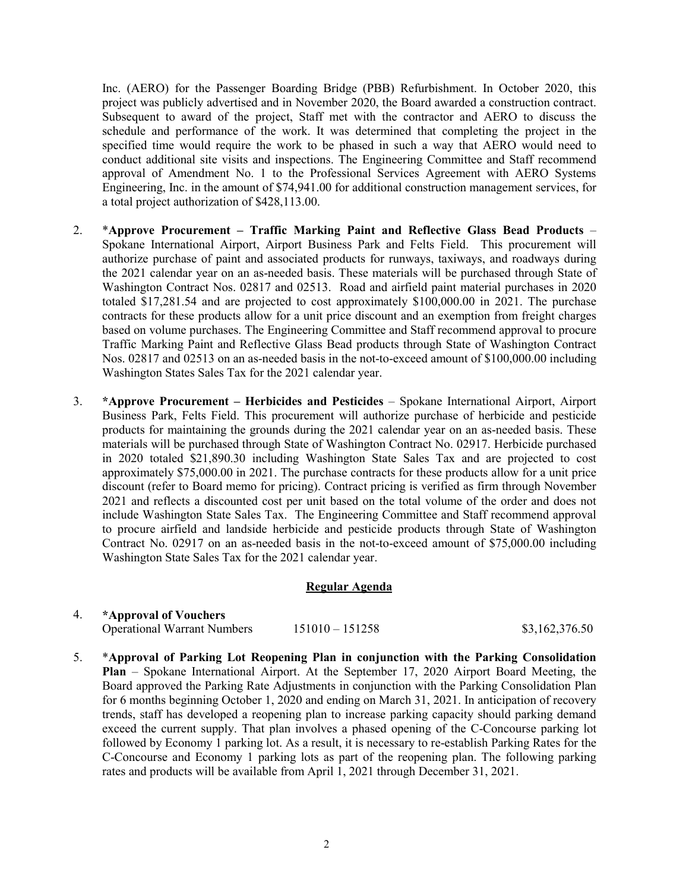Inc. (AERO) for the Passenger Boarding Bridge (PBB) Refurbishment. In October 2020, this project was publicly advertised and in November 2020, the Board awarded a construction contract. Subsequent to award of the project, Staff met with the contractor and AERO to discuss the schedule and performance of the work. It was determined that completing the project in the specified time would require the work to be phased in such a way that AERO would need to conduct additional site visits and inspections. The Engineering Committee and Staff recommend approval of Amendment No. 1 to the Professional Services Agreement with AERO Systems Engineering, Inc. in the amount of $74,941.00 for additional construction management services, for a total project authorization of $428,113.00.

2. ***Approve Procurement – Traffic Marking Paint and Reflective Glass Bead Products** – Spokane International Airport, Airport Business Park and Felts Field. This procurement will authorize purchase of paint and associated products for runways, taxiways, and roadways during the 2021 calendar year on an as-needed basis. These materials will be purchased through State of Washington Contract Nos. 02817 and 02513. Road and airfield paint material purchases in 2020 totaled $17,281.54 and are projected to cost approximately $100,000.00 in 2021. The purchase contracts for these products allow for a unit price discount and an exemption from freight charges based on volume purchases. The Engineering Committee and Staff recommend approval to procure Traffic Marking Paint and Reflective Glass Bead products through State of Washington Contract Nos. 02817 and 02513 on an as-needed basis in the not-to-exceed amount of $100,000.00 including Washington States Sales Tax for the 2021 calendar year.

3. ***Approve Procurement – Herbicides and Pesticides** – Spokane International Airport, Airport Business Park, Felts Field. This procurement will authorize purchase of herbicide and pesticide products for maintaining the grounds during the 2021 calendar year on an as-needed basis. These materials will be purchased through State of Washington Contract No. 02917. Herbicide purchased in 2020 totaled $21,890.30 including Washington State Sales Tax and are projected to cost approximately $75,000.00 in 2021. The purchase contracts for these products allow for a unit price discount (refer to Board memo for pricing). Contract pricing is verified as firm through November 2021 and reflects a discounted cost per unit based on the total volume of the order and does not include Washington State Sales Tax. The Engineering Committee and Staff recommend approval to procure airfield and landside herbicide and pesticide products through State of Washington Contract No. 02917 on an as-needed basis in the not-to-exceed amount of $75,000.00 including Washington State Sales Tax for the 2021 calendar year.

## Regular Agenda

4. ***Approval of Vouchers**

| | | |
|---|---|---|
| Operational Warrant Numbers | 151010 – 151258 | $3,162,376.50 |

5. ***Approval of Parking Lot Reopening Plan in conjunction with the Parking Consolidation Plan** – Spokane International Airport. At the September 17, 2020 Airport Board Meeting, the Board approved the Parking Rate Adjustments in conjunction with the Parking Consolidation Plan for 6 months beginning October 1, 2020 and ending on March 31, 2021. In anticipation of recovery trends, staff has developed a reopening plan to increase parking capacity should parking demand exceed the current supply. That plan involves a phased opening of the C-Concourse parking lot followed by Economy 1 parking lot. As a result, it is necessary to re-establish Parking Rates for the C-Concourse and Economy 1 parking lots as part of the reopening plan. The following parking rates and products will be available from April 1, 2021 through December 31, 2021.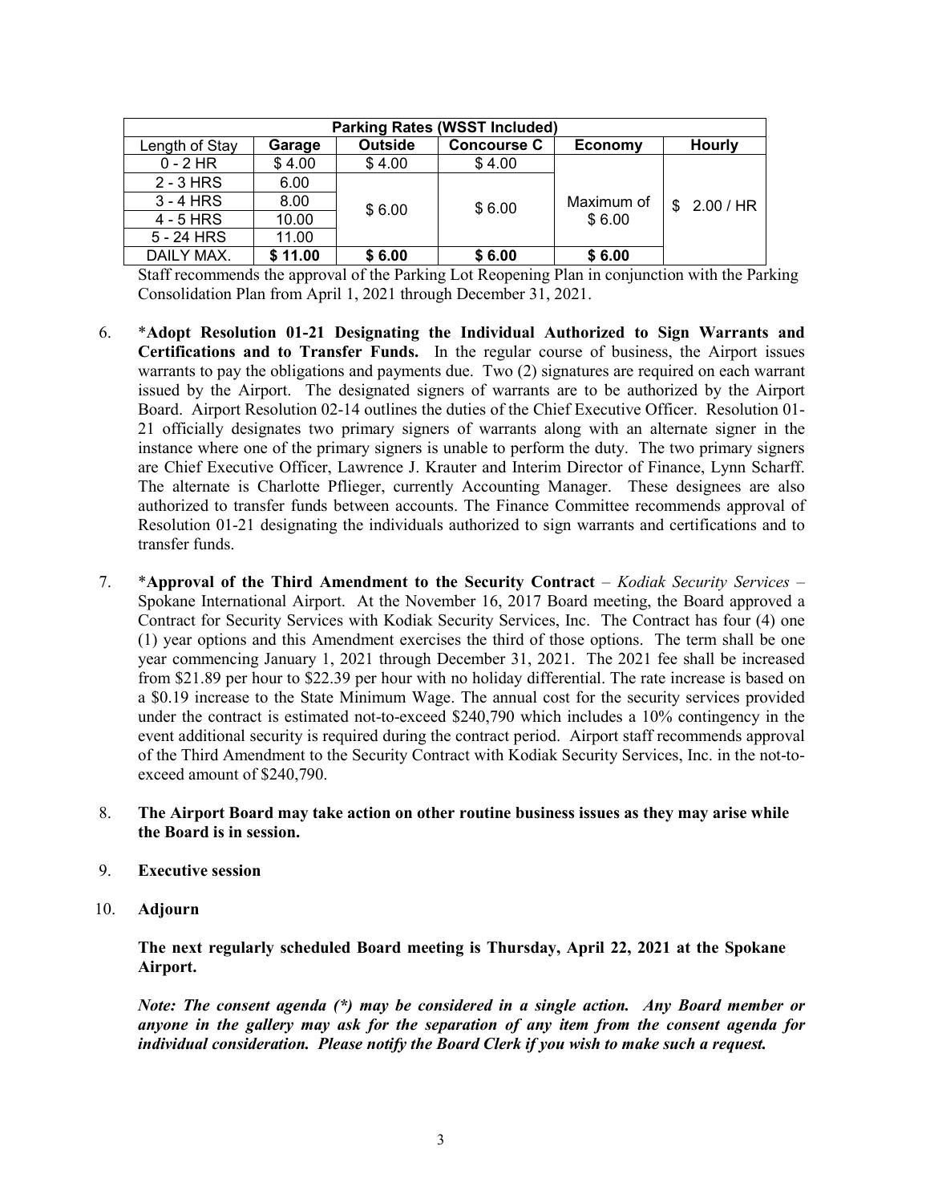| Parking Rates (WSST Included) | | | | | |
|---|---|---|---|---|---|
| Length of Stay | Garage | Outside | Concourse C | Economy | Hourly |
| 0 - 2 HR | $ 4.00 | $ 4.00 | $ 4.00 | Maximum of $ 6.00 | $ 2.00 / HR |
| 2 - 3 HRS | 6.00 | $ 6.00 | $ 6.00 | | |
| 3 - 4 HRS | 8.00 | | | | |
| 4 - 5 HRS | 10.00 | | | | |
| 5 - 24 HRS | 11.00 | | | | |
| DAILY MAX. | **$ 11.00** | **$ 6.00** | **$ 6.00** | **$ 6.00** | |

Staff recommends the approval of the Parking Lot Reopening Plan in conjunction with the Parking Consolidation Plan from April 1, 2021 through December 31, 2021.

6. \***Adopt Resolution 01-21 Designating the Individual Authorized to Sign Warrants and Certifications and to Transfer Funds.** In the regular course of business, the Airport issues warrants to pay the obligations and payments due. Two (2) signatures are required on each warrant issued by the Airport. The designated signers of warrants are to be authorized by the Airport Board. Airport Resolution 02-14 outlines the duties of the Chief Executive Officer. Resolution 01-21 officially designates two primary signers of warrants along with an alternate signer in the instance where one of the primary signers is unable to perform the duty. The two primary signers are Chief Executive Officer, Lawrence J. Krauter and Interim Director of Finance, Lynn Scharff. The alternate is Charlotte Pflieger, currently Accounting Manager. These designees are also authorized to transfer funds between accounts. The Finance Committee recommends approval of Resolution 01-21 designating the individuals authorized to sign warrants and certifications and to transfer funds.

7. \***Approval of the Third Amendment to the Security Contract** – *Kodiak Security Services* – Spokane International Airport. At the November 16, 2017 Board meeting, the Board approved a Contract for Security Services with Kodiak Security Services, Inc. The Contract has four (4) one (1) year options and this Amendment exercises the third of those options. The term shall be one year commencing January 1, 2021 through December 31, 2021. The 2021 fee shall be increased from $21.89 per hour to $22.39 per hour with no holiday differential. The rate increase is based on a $0.19 increase to the State Minimum Wage. The annual cost for the security services provided under the contract is estimated not-to-exceed $240,790 which includes a 10% contingency in the event additional security is required during the contract period. Airport staff recommends approval of the Third Amendment to the Security Contract with Kodiak Security Services, Inc. in the not-to-exceed amount of $240,790.

8. **The Airport Board may take action on other routine business issues as they may arise while the Board is in session.**

9. **Executive session**

10. **Adjourn**

    **The next regularly scheduled Board meeting is Thursday, April 22, 2021 at the Spokane Airport.**

    ***Note: The consent agenda (\*) may be considered in a single action. Any Board member or anyone in the gallery may ask for the separation of any item from the consent agenda for individual consideration. Please notify the Board Clerk if you wish to make such a request.***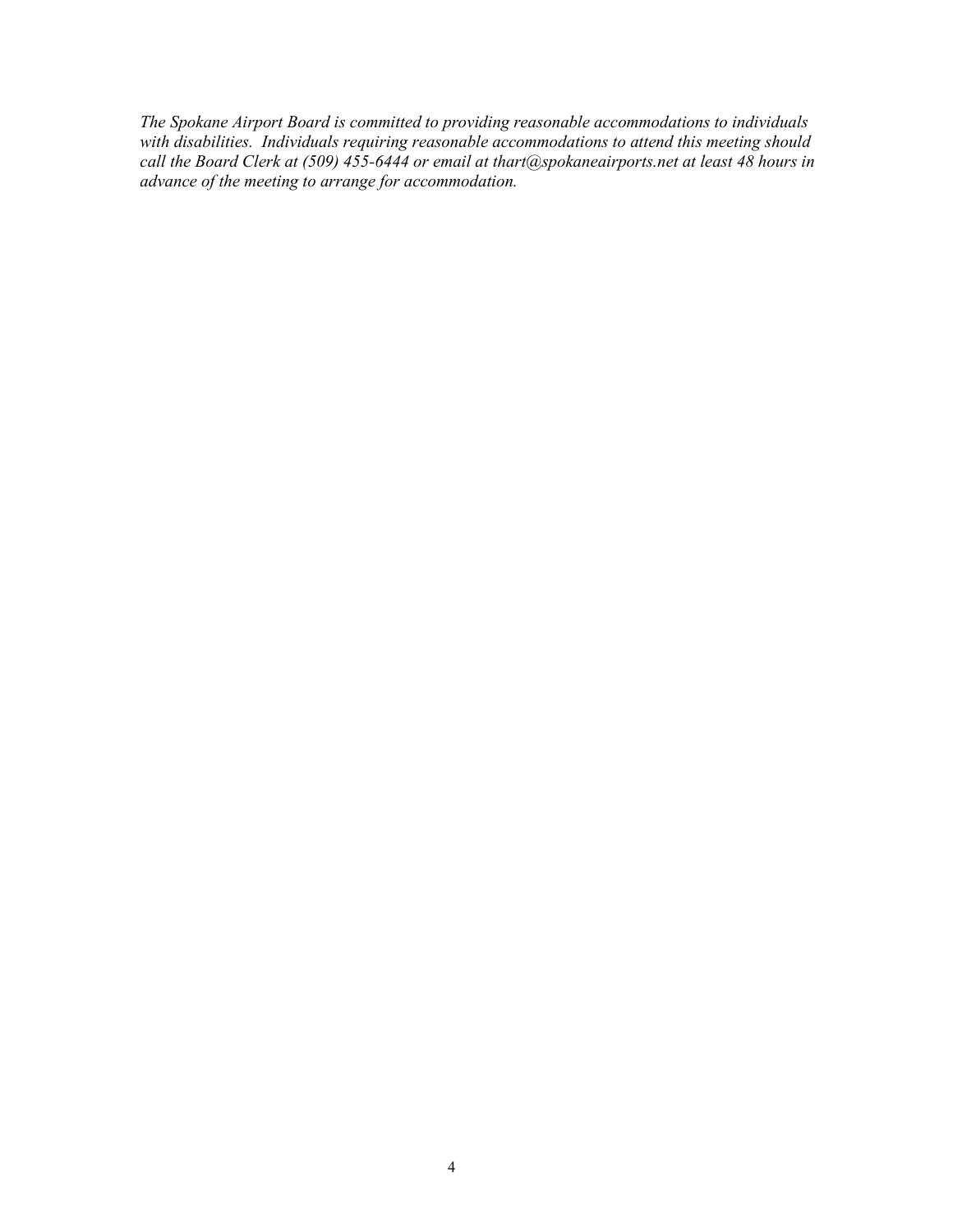*The Spokane Airport Board is committed to providing reasonable accommodations to individuals with disabilities. Individuals requiring reasonable accommodations to attend this meeting should call the Board Clerk at (509) 455-6444 or email at thart@spokaneairports.net at least 48 hours in advance of the meeting to arrange for accommodation.*